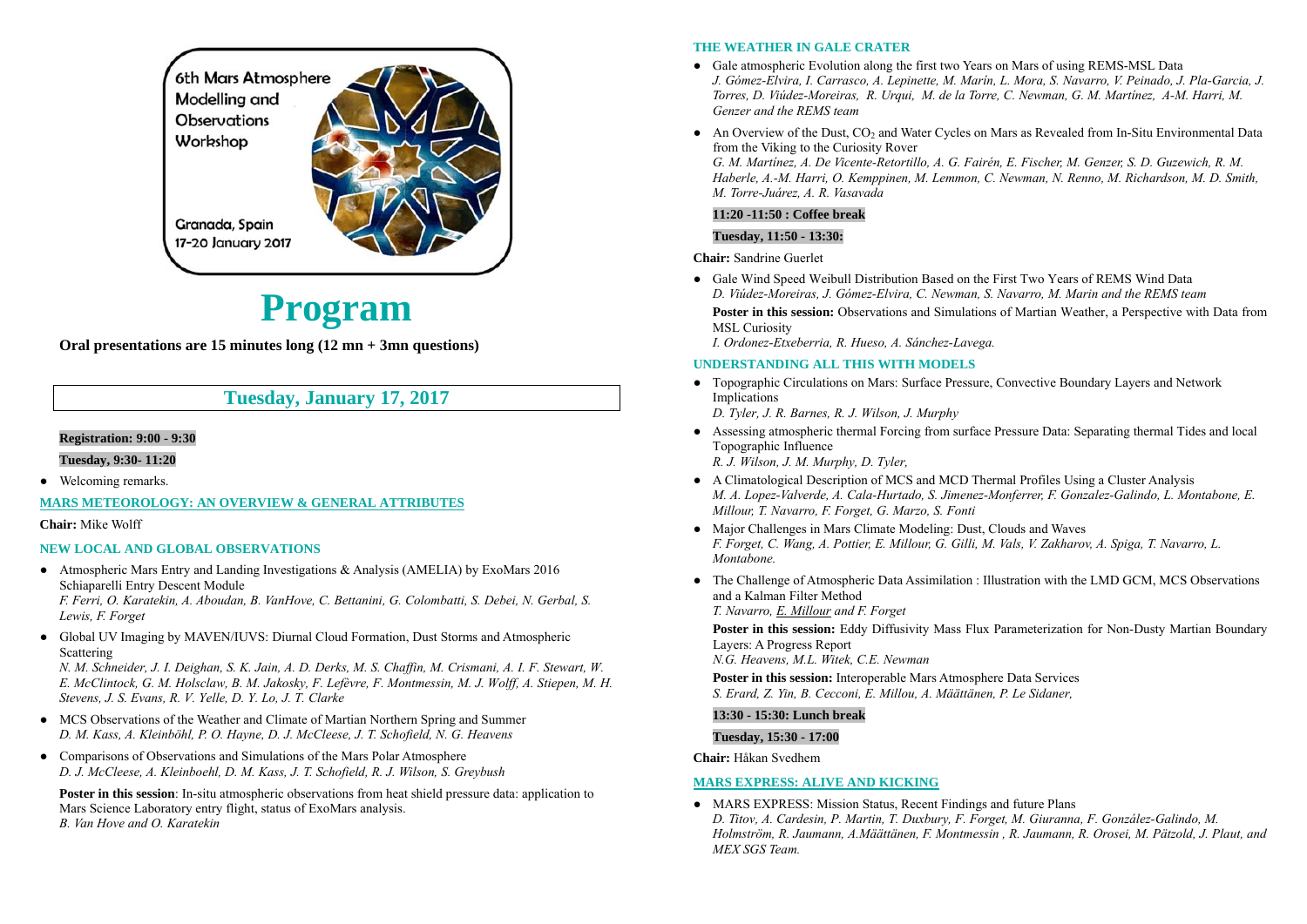6th Mars Atmosphere Modelling and Observations Workshop

Granada, Spain
17-20 January 2017

# Program

**Oral presentations are 15 minutes long (12 mn + 3mn questions)**

## Tuesday, January 17, 2017

**Registration: 9:00 - 9:30**

**Tuesday, 9:30- 11:20**

- Welcoming remarks.

### MARS METEOROLOGY: AN OVERVIEW & GENERAL ATTRIBUTES

**Chair:** Mike Wolff

### NEW LOCAL AND GLOBAL OBSERVATIONS

- Atmospheric Mars Entry and Landing Investigations & Analysis (AMELIA) by ExoMars 2016 Schiaparelli Entry Descent Module
  *F. Ferri, O. Karatekin, A. Aboudan, B. VanHove, C. Bettanini, G. Colombatti, S. Debei, N. Gerbal, S. Lewis, F. Forget*
- Global UV Imaging by MAVEN/IUVS: Diurnal Cloud Formation, Dust Storms and Atmospheric Scattering
  *N. M. Schneider, J. I. Deighan, S. K. Jain, A. D. Derks, M. S. Chaffin, M. Crismani, A. I. F. Stewart, W. E. McClintock, G. M. Holsclaw, B. M. Jakosky, F. Lefèvre, F. Montmessin, M. J. Wolff, A. Stiepen, M. H. Stevens, J. S. Evans, R. V. Yelle, D. Y. Lo, J. T. Clarke*
- MCS Observations of the Weather and Climate of Martian Northern Spring and Summer
  *D. M. Kass, A. Kleinböhl, P. O. Hayne, D. J. McCleese, J. T. Schofield, N. G. Heavens*
- Comparisons of Observations and Simulations of the Mars Polar Atmosphere
  *D. J. McCleese, A. Kleinboehl, D. M. Kass, J. T. Schofield, R. J. Wilson, S. Greybush*

**Poster in this session**: In-situ atmospheric observations from heat shield pressure data: application to Mars Science Laboratory entry flight, status of ExoMars analysis.
*B. Van Hove and O. Karatekin*

### THE WEATHER IN GALE CRATER

- Gale atmospheric Evolution along the first two Years on Mars of using REMS-MSL Data
  *J. Gómez-Elvira, I. Carrasco, A. Lepinette, M. Marín, L. Mora, S. Navarro, V. Peinado, J. Pla-Garcia, J. Torres, D. Viúdez-Moreiras, R. Urqui, M. de la Torre, C. Newman, G. M. Martínez, A-M. Harri, M. Genzer and the REMS team*
- An Overview of the Dust, $CO_2$ and Water Cycles on Mars as Revealed from In-Situ Environmental Data from the Viking to the Curiosity Rover
  *G. M. Martínez, A. De Vicente-Retortillo, A. G. Fairén, E. Fischer, M. Genzer, S. D. Guzewich, R. M. Haberle, A.-M. Harri, O. Kemppinen, M. Lemmon, C. Newman, N. Renno, M. Richardson, M. D. Smith, M. Torre-Juárez, A. R. Vasavada*

**11:20 -11:50 : Coffee break**

**Tuesday, 11:50 - 13:30:**

**Chair:** Sandrine Guerlet

- Gale Wind Speed Weibull Distribution Based on the First Two Years of REMS Wind Data
  *D. Viúdez-Moreiras, J. Gómez-Elvira, C. Newman, S. Navarro, M. Marin and the REMS team*

**Poster in this session:** Observations and Simulations of Martian Weather, a Perspective with Data from MSL Curiosity
*I. Ordonez-Etxeberria, R. Hueso, A. Sánchez-Lavega.*

### UNDERSTANDING ALL THIS WITH MODELS

- Topographic Circulations on Mars: Surface Pressure, Convective Boundary Layers and Network Implications
  *D. Tyler, J. R. Barnes, R. J. Wilson, J. Murphy*
- Assessing atmospheric thermal Forcing from surface Pressure Data: Separating thermal Tides and local Topographic Influence
  *R. J. Wilson, J. M. Murphy, D. Tyler,*
- A Climatological Description of MCS and MCD Thermal Profiles Using a Cluster Analysis
  *M. A. Lopez-Valverde, A. Cala-Hurtado, S. Jimenez-Monferrer, F. Gonzalez-Galindo, L. Montabone, E. Millour, T. Navarro, F. Forget, G. Marzo, S. Fonti*
- Major Challenges in Mars Climate Modeling: Dust, Clouds and Waves
  *F. Forget, C. Wang, A. Pottier, E. Millour, G. Gilli, M. Vals, V. Zakharov, A. Spiga, T. Navarro, L. Montabone.*
- The Challenge of Atmospheric Data Assimilation : Illustration with the LMD GCM, MCS Observations and a Kalman Filter Method
  *T. Navarro, E. Millour and F. Forget*

**Poster in this session:** Eddy Diffusivity Mass Flux Parameterization for Non-Dusty Martian Boundary Layers: A Progress Report
*N.G. Heavens, M.L. Witek, C.E. Newman*

**Poster in this session:** Interoperable Mars Atmosphere Data Services
*S. Erard, Z. Yin, B. Cecconi, E. Millou, A. Määttänen, P. Le Sidaner,*

**13:30 - 15:30: Lunch break**

**Tuesday, 15:30 - 17:00**

**Chair:** Håkan Svedhem

### MARS EXPRESS: ALIVE AND KICKING

- MARS EXPRESS: Mission Status, Recent Findings and future Plans
  *D. Titov, A. Cardesin, P. Martin, T. Duxbury, F. Forget, M. Giuranna, F. González-Galindo, M. Holmström, R. Jaumann, A.Määttänen, F. Montmessin , R. Jaumann, R. Orosei, M. Pätzold, J. Plaut, and MEX SGS Team.*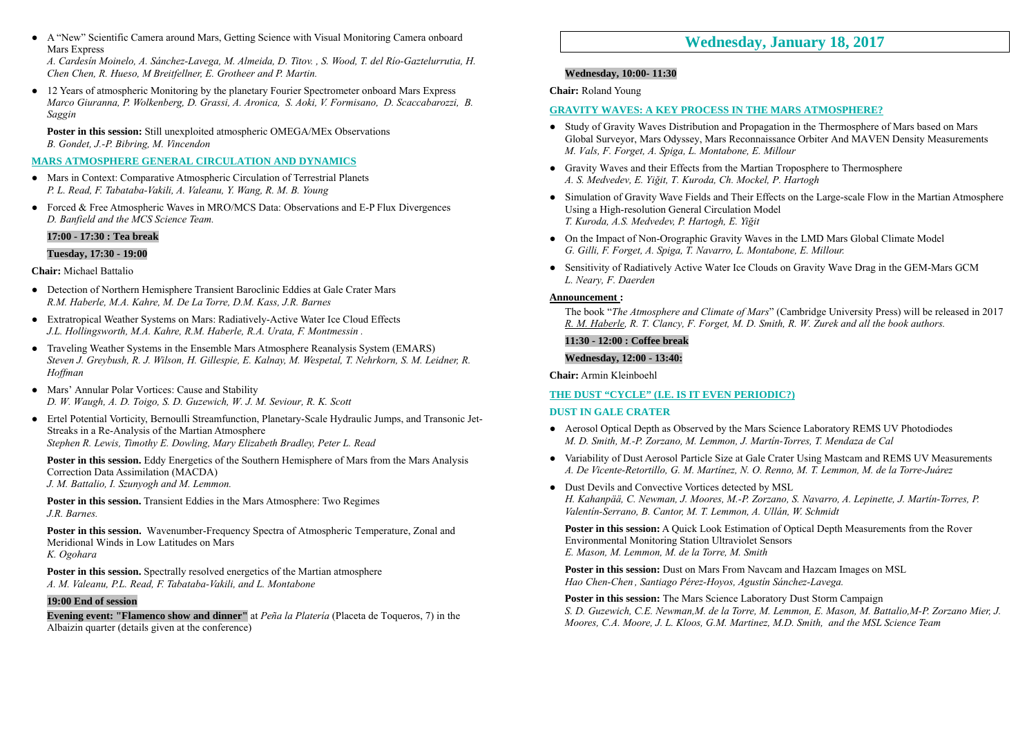- A "New" Scientific Camera around Mars, Getting Science with Visual Monitoring Camera onboard Mars Express
  *A. Cardesín Moinelo, A. Sánchez-Lavega, M. Almeida, D. Titov. , S. Wood, T. del Río-Gaztelurrutia, H. Chen Chen, R. Hueso, M Breitfellner, E. Grotheer and P. Martin.*

- 12 Years of atmospheric Monitoring by the planetary Fourier Spectrometer onboard Mars Express
  *Marco Giuranna, P. Wolkenberg, D. Grassi, A. Aronica, S. Aoki, V. Formisano, D. Scaccabarozzi, B. Saggin*

**Poster in this session:** Still unexploited atmospheric OMEGA/MEx Observations
*B. Gondet, J.-P. Bibring, M. Vincendon*

### MARS ATMOSPHERE GENERAL CIRCULATION AND DYNAMICS

- Mars in Context: Comparative Atmospheric Circulation of Terrestrial Planets
  *P. L. Read, F. Tabataba-Vakili, A. Valeanu, Y. Wang, R. M. B. Young*

- Forced & Free Atmospheric Waves in MRO/MCS Data: Observations and E-P Flux Divergences
  *D. Banfield and the MCS Science Team.*

**17:00 - 17:30 : Tea break**

**Tuesday, 17:30 - 19:00**

**Chair:** Michael Battalio

- Detection of Northern Hemisphere Transient Baroclinic Eddies at Gale Crater Mars
  *R.M. Haberle, M.A. Kahre, M. De La Torre, D.M. Kass, J.R. Barnes*

- Extratropical Weather Systems on Mars: Radiatively-Active Water Ice Cloud Effects
  *J.L. Hollingsworth, M.A. Kahre, R.M. Haberle, R.A. Urata, F. Montmessin .*

- Traveling Weather Systems in the Ensemble Mars Atmosphere Reanalysis System (EMARS)
  *Steven J. Greybush, R. J. Wilson, H. Gillespie, E. Kalnay, M. Wespetal, T. Nehrkorn, S. M. Leidner, R. Hoffman*

- Mars' Annular Polar Vortices: Cause and Stability
  *D. W. Waugh, A. D. Toigo, S. D. Guzewich, W. J. M. Seviour, R. K. Scott*

- Ertel Potential Vorticity, Bernoulli Streamfunction, Planetary-Scale Hydraulic Jumps, and Transonic Jet-Streaks in a Re-Analysis of the Martian Atmosphere
  *Stephen R. Lewis, Timothy E. Dowling, Mary Elizabeth Bradley, Peter L. Read*

**Poster in this session.** Eddy Energetics of the Southern Hemisphere of Mars from the Mars Analysis Correction Data Assimilation (MACDA)
*J. M. Battalio, I. Szunyogh and M. Lemmon.*

**Poster in this session.** Transient Eddies in the Mars Atmosphere: Two Regimes
*J.R. Barnes.*

**Poster in this session.** Wavenumber-Frequency Spectra of Atmospheric Temperature, Zonal and Meridional Winds in Low Latitudes on Mars
*K. Ogohara*

**Poster in this session.** Spectrally resolved energetics of the Martian atmosphere
*A. M. Valeanu, P.L. Read, F. Tabataba-Vakili, and L. Montabone*

**19:00 End of session**

**Evening event: "Flamenco show and dinner"** at *Peña la Platería* (Placeta de Toqueros, 7) in the Albaizin quarter (details given at the conference)

## Wednesday, January 18, 2017

**Wednesday, 10:00- 11:30**

**Chair:** Roland Young

### GRAVITY WAVES: A KEY PROCESS IN THE MARS ATMOSPHERE?

- Study of Gravity Waves Distribution and Propagation in the Thermosphere of Mars based on Mars Global Surveyor, Mars Odyssey, Mars Reconnaissance Orbiter And MAVEN Density Measurements
  *M. Vals, F. Forget, A. Spiga, L. Montabone, E. Millour*

- Gravity Waves and their Effects from the Martian Troposphere to Thermosphere
  *A. S. Medvedev, E. Yiğit, T. Kuroda, Ch. Mockel, P. Hartogh*

- Simulation of Gravity Wave Fields and Their Effects on the Large-scale Flow in the Martian Atmosphere Using a High-resolution General Circulation Model
  *T. Kuroda, A.S. Medvedev, P. Hartogh, E. Yiğit*

- On the Impact of Non-Orographic Gravity Waves in the LMD Mars Global Climate Model
  *G. Gilli, F. Forget, A. Spiga, T. Navarro, L. Montabone, E. Millour.*

- Sensitivity of Radiatively Active Water Ice Clouds on Gravity Wave Drag in the GEM-Mars GCM
  *L. Neary, F. Daerden*

**Announcement :**

The book "*The Atmosphere and Climate of Mars*" (Cambridge University Press) will be released in 2017
*R. M. Haberle, R. T. Clancy, F. Forget, M. D. Smith, R. W. Zurek and all the book authors.*

**11:30 - 12:00 : Coffee break**

**Wednesday, 12:00 - 13:40:**

**Chair:** Armin Kleinboehl

### THE DUST "CYCLE" (I.E. IS IT EVEN PERIODIC?)

#### DUST IN GALE CRATER

- Aerosol Optical Depth as Observed by the Mars Science Laboratory REMS UV Photodiodes
  *M. D. Smith, M.-P. Zorzano, M. Lemmon, J. Martín-Torres, T. Mendaza de Cal*

- Variability of Dust Aerosol Particle Size at Gale Crater Using Mastcam and REMS UV Measurements
  *A. De Vicente-Retortillo, G. M. Martínez, N. O. Renno, M. T. Lemmon, M. de la Torre-Juárez*

- Dust Devils and Convective Vortices detected by MSL
  *H. Kahanpää, C. Newman, J. Moores, M.-P. Zorzano, S. Navarro, A. Lepinette, J. Martín-Torres, P. Valentín-Serrano, B. Cantor, M. T. Lemmon, A. Ullán, W. Schmidt*

**Poster in this session:** A Quick Look Estimation of Optical Depth Measurements from the Rover Environmental Monitoring Station Ultraviolet Sensors
*E. Mason, M. Lemmon, M. de la Torre, M. Smith*

**Poster in this session:** Dust on Mars From Navcam and Hazcam Images on MSL
*Hao Chen-Chen , Santiago Pérez-Hoyos, Agustín Sánchez-Lavega.*

**Poster in this session:** The Mars Science Laboratory Dust Storm Campaign
*S. D. Guzewich, C.E. Newman,M. de la Torre, M. Lemmon, E. Mason, M. Battalio,M-P. Zorzano Mier, J. Moores, C.A. Moore, J. L. Kloos, G.M. Martinez, M.D. Smith, and the MSL Science Team*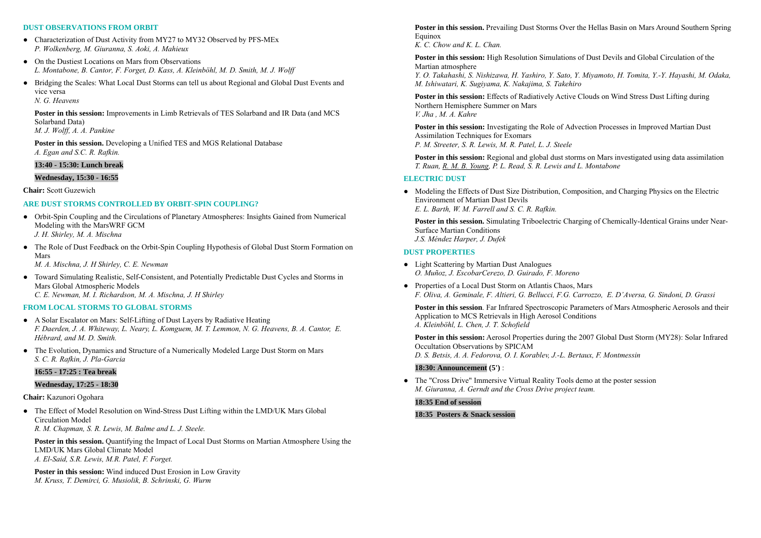## DUST OBSERVATIONS FROM ORBIT

- Characterization of Dust Activity from MY27 to MY32 Observed by PFS-MEx
  *P. Wolkenberg, M. Giuranna, S. Aoki, A. Mahieux*
- On the Dustiest Locations on Mars from Observations
  *L. Montabone, B. Cantor, F. Forget, D. Kass, A. Kleinböhl, M. D. Smith, M. J. Wolff*
- Bridging the Scales: What Local Dust Storms can tell us about Regional and Global Dust Events and vice versa
  *N. G. Heavens*

  **Poster in this session:** Improvements in Limb Retrievals of TES Solarband and IR Data (and MCS Solarband Data)
  *M. J. Wolff, A. A. Pankine*

  **Poster in this session.** Developing a Unified TES and MGS Relational Database
  *A. Egan and S.C. R. Rafkin.*

**13:40 - 15:30: Lunch break**

**Wednesday, 15:30 - 16:55**

**Chair:** Scott Guzewich

## ARE DUST STORMS CONTROLLED BY ORBIT-SPIN COUPLING?

- Orbit-Spin Coupling and the Circulations of Planetary Atmospheres: Insights Gained from Numerical Modeling with the MarsWRF GCM
  *J. H. Shirley, M. A. Mischna*
- The Role of Dust Feedback on the Orbit-Spin Coupling Hypothesis of Global Dust Storm Formation on Mars
  *M. A. Mischna, J. H Shirley, C. E. Newman*
- Toward Simulating Realistic, Self-Consistent, and Potentially Predictable Dust Cycles and Storms in Mars Global Atmospheric Models
  *C. E. Newman, M. I. Richardson, M. A. Mischna, J. H Shirley*

## FROM LOCAL STORMS TO GLOBAL STORMS

- A Solar Escalator on Mars: Self-Lifting of Dust Layers by Radiative Heating
  *F. Daerden, J. A. Whiteway, L. Neary, L. Komguem, M. T. Lemmon, N. G. Heavens, B. A. Cantor, E. Hébrard, and M. D. Smith.*
- The Evolution, Dynamics and Structure of a Numerically Modeled Large Dust Storm on Mars
  *S. C. R. Rafkin, J. Pla-Garcia*

**16:55 - 17:25 : Tea break**

**Wednesday, 17:25 - 18:30**

**Chair:** Kazunori Ogohara

- The Effect of Model Resolution on Wind-Stress Dust Lifting within the LMD/UK Mars Global Circulation Model
  *R. M. Chapman, S. R. Lewis, M. Balme and L. J. Steele.*

  **Poster in this session.** Quantifying the Impact of Local Dust Storms on Martian Atmosphere Using the LMD/UK Mars Global Climate Model
  *A. El-Said, S.R. Lewis, M.R. Patel, F. Forget.*

  **Poster in this session:** Wind induced Dust Erosion in Low Gravity
  *M. Kruss, T. Demirci, G. Musiolik, B. Schrinski, G. Wurm*

  **Poster in this session.** Prevailing Dust Storms Over the Hellas Basin on Mars Around Southern Spring Equinox
  *K. C. Chow and K. L. Chan.*

  **Poster in this session:** High Resolution Simulations of Dust Devils and Global Circulation of the Martian atmosphere
  *Y. O. Takahashi, S. Nishizawa, H. Yashiro, Y. Sato, Y. Miyamoto, H. Tomita, Y.-Y. Hayashi, M. Odaka, M. Ishiwatari, K. Sugiyama, K. Nakajima, S. Takehiro*

  **Poster in this session:** Effects of Radiatively Active Clouds on Wind Stress Dust Lifting during Northern Hemisphere Summer on Mars
  *V. Jha , M. A. Kahre*

  **Poster in this session:** Investigating the Role of Advection Processes in Improved Martian Dust Assimilation Techniques for Exomars
  *P. M. Streeter, S. R. Lewis, M. R. Patel, L. J. Steele*

  **Poster in this session:** Regional and global dust storms on Mars investigated using data assimilation
  *T. Ruan, R. M. B. Young, P. L. Read, S. R. Lewis and L. Montabone*

## ELECTRIC DUST

- Modeling the Effects of Dust Size Distribution, Composition, and Charging Physics on the Electric Environment of Martian Dust Devils
  *E. L. Barth, W. M. Farrell and S. C. R. Rafkin.*

  **Poster in this session.** Simulating Triboelectric Charging of Chemically-Identical Grains under Near-Surface Martian Conditions
  *J.S. Méndez Harper, J. Dufek*

## DUST PROPERTIES

- Light Scattering by Martian Dust Analogues
  *O. Muñoz, J. EscobarCerezo, D. Guirado, F. Moreno*
- Properties of a Local Dust Storm on Atlantis Chaos, Mars
  *F. Oliva, A. Geminale, F. Altieri, G. Bellucci, F.G. Carrozzo, E. D'Aversa, G. Sindoni, D. Grassi*

  **Poster in this session**. Far Infrared Spectroscopic Parameters of Mars Atmospheric Aerosols and their Application to MCS Retrievals in High Aerosol Conditions
  *A. Kleinböhl, L. Chen, J. T. Schofield*

  **Poster in this session:** Aerosol Properties during the 2007 Global Dust Storm (MY28): Solar Infrared Occultation Observations by SPICAM
  *D. S. Betsis, A. A. Fedorova, O. I. Korablev, J.-L. Bertaux, F. Montmessin*

**18:30: Announcement (5')** :

- The "Cross Drive" Immersive Virtual Reality Tools demo at the poster session
  *M. Giuranna, A. Gerndt and the Cross Drive project team.*

**18:35 End of session**

**18:35 Posters & Snack session**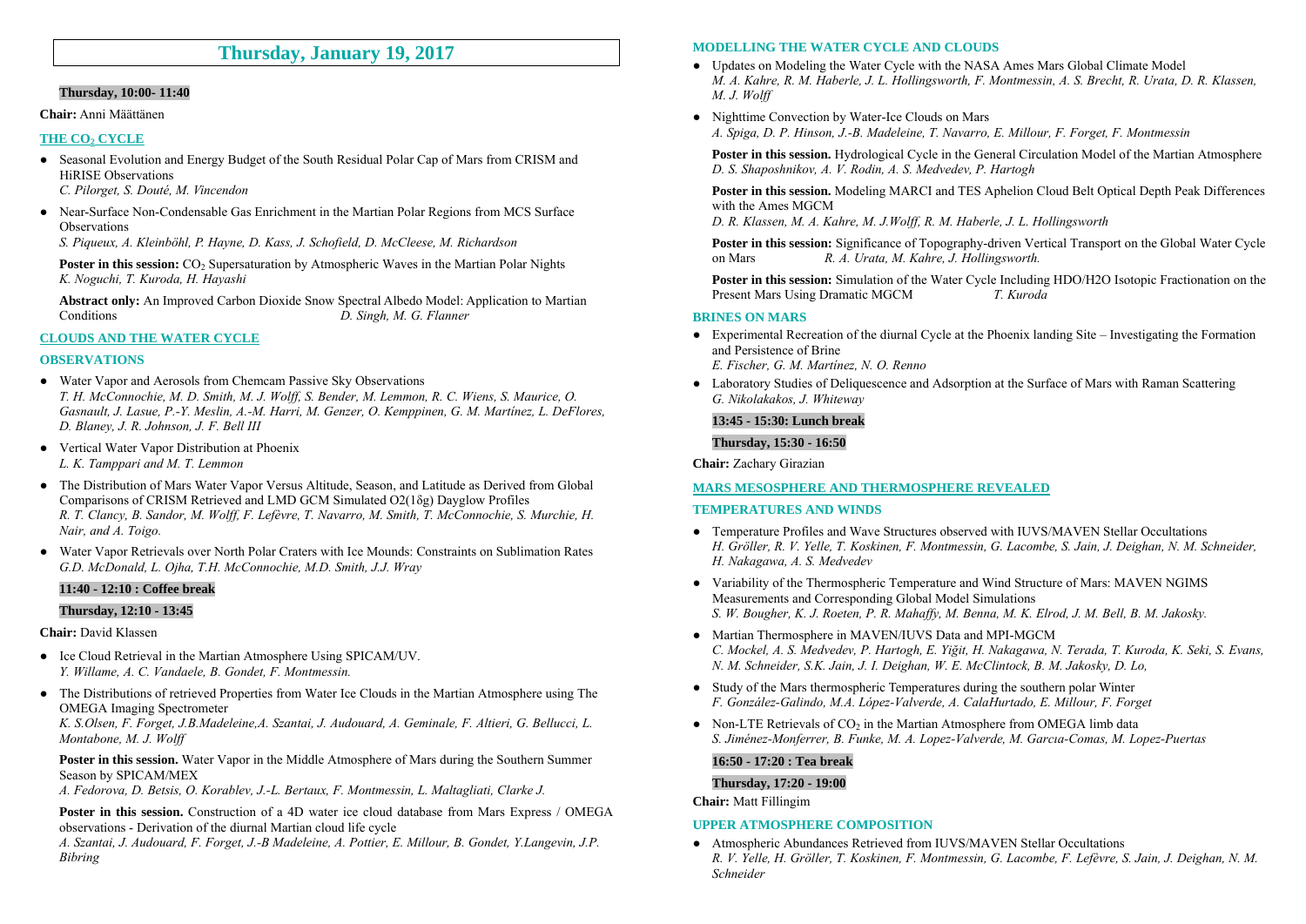# Thursday, January 19, 2017

**Thursday, 10:00- 11:40**

**Chair:** Anni Määttänen

## THE $CO_2$ CYCLE

- Seasonal Evolution and Energy Budget of the South Residual Polar Cap of Mars from CRISM and HiRISE Observations
  *C. Pilorget, S. Douté, M. Vincendon*
- Near-Surface Non-Condensable Gas Enrichment in the Martian Polar Regions from MCS Surface Observations
  *S. Piqueux, A. Kleinböhl, P. Hayne, D. Kass, J. Schofield, D. McCleese, M. Richardson*

**Poster in this session:** $CO_2$ Supersaturation by Atmospheric Waves in the Martian Polar Nights
*K. Noguchi, T. Kuroda, H. Hayashi*

**Abstract only:** An Improved Carbon Dioxide Snow Spectral Albedo Model: Application to Martian Conditions *D. Singh, M. G. Flanner*

## CLOUDS AND THE WATER CYCLE

### OBSERVATIONS

- Water Vapor and Aerosols from Chemcam Passive Sky Observations
  *T. H. McConnochie, M. D. Smith, M. J. Wolff, S. Bender, M. Lemmon, R. C. Wiens, S. Maurice, O. Gasnault, J. Lasue, P.-Y. Meslin, A.-M. Harri, M. Genzer, O. Kemppinen, G. M. Martínez, L. DeFlores, D. Blaney, J. R. Johnson, J. F. Bell III*
- Vertical Water Vapor Distribution at Phoenix
  *L. K. Tamppari and M. T. Lemmon*
- The Distribution of Mars Water Vapor Versus Altitude, Season, and Latitude as Derived from Global Comparisons of CRISM Retrieved and LMD GCM Simulated O2(1δg) Dayglow Profiles
  *R. T. Clancy, B. Sandor, M. Wolff, F. Lefèvre, T. Navarro, M. Smith, T. McConnochie, S. Murchie, H. Nair, and A. Toigo.*
- Water Vapor Retrievals over North Polar Craters with Ice Mounds: Constraints on Sublimation Rates
  *G.D. McDonald, L. Ojha, T.H. McConnochie, M.D. Smith, J.J. Wray*

**11:40 - 12:10 : Coffee break**

**Thursday, 12:10 - 13:45**

**Chair:** David Klassen

- Ice Cloud Retrieval in the Martian Atmosphere Using SPICAM/UV.
  *Y. Willame, A. C. Vandaele, B. Gondet, F. Montmessin.*
- The Distributions of retrieved Properties from Water Ice Clouds in the Martian Atmosphere using The OMEGA Imaging Spectrometer
  *K. S.Olsen, F. Forget, J.B.Madeleine,A. Szantai, J. Audouard, A. Geminale, F. Altieri, G. Bellucci, L. Montabone, M. J. Wolff*

**Poster in this session.** Water Vapor in the Middle Atmosphere of Mars during the Southern Summer Season by SPICAM/MEX
*A. Fedorova, D. Betsis, O. Korablev, J.-L. Bertaux, F. Montmessin, L. Maltagliati, Clarke J.*

**Poster in this session.** Construction of a 4D water ice cloud database from Mars Express / OMEGA observations - Derivation of the diurnal Martian cloud life cycle
*A. Szantai, J. Audouard, F. Forget, J.-B Madeleine, A. Pottier, E. Millour, B. Gondet, Y.Langevin, J.P. Bibring*

### MODELLING THE WATER CYCLE AND CLOUDS

- Updates on Modeling the Water Cycle with the NASA Ames Mars Global Climate Model
  *M. A. Kahre, R. M. Haberle, J. L. Hollingsworth, F. Montmessin, A. S. Brecht, R. Urata, D. R. Klassen, M. J. Wolff*
- Nighttime Convection by Water-Ice Clouds on Mars
  *A. Spiga, D. P. Hinson, J.-B. Madeleine, T. Navarro, E. Millour, F. Forget, F. Montmessin*

**Poster in this session.** Hydrological Cycle in the General Circulation Model of the Martian Atmosphere
*D. S. Shaposhnikov, A. V. Rodin, A. S. Medvedev, P. Hartogh*

**Poster in this session.** Modeling MARCI and TES Aphelion Cloud Belt Optical Depth Peak Differences with the Ames MGCM
*D. R. Klassen, M. A. Kahre, M. J.Wolff, R. M. Haberle, J. L. Hollingsworth*

**Poster in this session:** Significance of Topography-driven Vertical Transport on the Global Water Cycle on Mars *R. A. Urata, M. Kahre, J. Hollingsworth.*

**Poster in this session:** Simulation of the Water Cycle Including HDO/H2O Isotopic Fractionation on the Present Mars Using Dramatic MGCM *T. Kuroda*

### BRINES ON MARS

- Experimental Recreation of the diurnal Cycle at the Phoenix landing Site – Investigating the Formation and Persistence of Brine
  *E. Fischer, G. M. Martínez, N. O. Renno*
- Laboratory Studies of Deliquescence and Adsorption at the Surface of Mars with Raman Scattering
  *G. Nikolakakos, J. Whiteway*

**13:45 - 15:30: Lunch break**

**Thursday, 15:30 - 16:50**

**Chair:** Zachary Girazian

## MARS MESOSPHERE AND THERMOSPHERE REVEALED

### TEMPERATURES AND WINDS

- Temperature Profiles and Wave Structures observed with IUVS/MAVEN Stellar Occultations
  *H. Gröller, R. V. Yelle, T. Koskinen, F. Montmessin, G. Lacombe, S. Jain, J. Deighan, N. M. Schneider, H. Nakagawa, A. S. Medvedev*
- Variability of the Thermospheric Temperature and Wind Structure of Mars: MAVEN NGIMS Measurements and Corresponding Global Model Simulations
  *S. W. Bougher, K. J. Roeten, P. R. Mahaffy, M. Benna, M. K. Elrod, J. M. Bell, B. M. Jakosky.*
- Martian Thermosphere in MAVEN/IUVS Data and MPI-MGCM
  *C. Mockel, A. S. Medvedev, P. Hartogh, E. Yiğit, H. Nakagawa, N. Terada, T. Kuroda, K. Seki, S. Evans, N. M. Schneider, S.K. Jain, J. I. Deighan, W. E. McClintock, B. M. Jakosky, D. Lo,*
- Study of the Mars thermospheric Temperatures during the southern polar Winter
  *F. González-Galindo, M.A. López-Valverde, A. CalaHurtado, E. Millour, F. Forget*
- Non-LTE Retrievals of $CO_2$ in the Martian Atmosphere from OMEGA limb data
  *S. Jiménez-Monferrer, B. Funke, M. A. Lopez-Valverde, M. Garcıa-Comas, M. Lopez-Puertas*

**16:50 - 17:20 : Tea break**

**Thursday, 17:20 - 19:00**

**Chair:** Matt Fillingim

### UPPER ATMOSPHERE COMPOSITION

- Atmospheric Abundances Retrieved from IUVS/MAVEN Stellar Occultations
  *R. V. Yelle, H. Gröller, T. Koskinen, F. Montmessin, G. Lacombe, F. Lefèvre, S. Jain, J. Deighan, N. M. Schneider*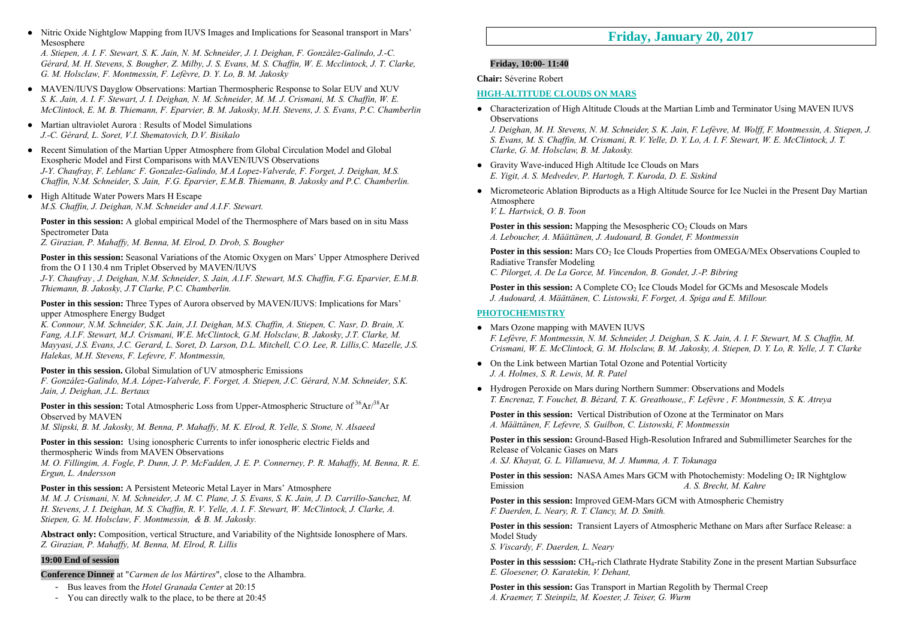- Nitric Oxide Nightglow Mapping from IUVS Images and Implications for Seasonal transport in Mars' Mesosphere
  *A. Stiepen, A. I. F. Stewart, S. K. Jain, N. M. Schneider, J. I. Deighan, F. Gonzàlez-Galindo, J.-C. Gérard, M. H. Stevens, S. Bougher, Z. Milby, J. S. Evans, M. S. Chaffin, W. E. Mcclintock, J. T. Clarke, G. M. Holsclaw, F. Montmessin, F. Lefèvre, D. Y. Lo, B. M. Jakosky*
- MAVEN/IUVS Dayglow Observations: Martian Thermospheric Response to Solar EUV and XUV
  *S. K. Jain, A. I. F. Stewart, J. I. Deighan, N. M. Schneider, M. M. J. Crismani, M. S. Chaffin, W. E. McClintock, E. M. B. Thiemann, F. Eparvier, B. M. Jakosky, M.H. Stevens, J. S. Evans, P.C. Chamberlin*
- Martian ultraviolet Aurora : Results of Model Simulations
  *J.-C. Gérard, L. Soret, V.I. Shematovich, D.V. Bisikalo*
- Recent Simulation of the Martian Upper Atmosphere from Global Circulation Model and Global Exospheric Model and First Comparisons with MAVEN/IUVS Observations
  *J-Y. Chaufray, F. Leblanc, F. Gonzalez-Galindo, M.A Lopez-Valverde, F. Forget, J. Deighan, M.S. Chaffin, N.M. Schneider, S. Jain, F.G. Eparvier, E.M.B. Thiemann, B. Jakosky and P.C. Chamberlin.*
- High Altitude Water Powers Mars H Escape
  *M.S. Chaffin, J. Deighan, N.M. Schneider and A.I.F. Stewart.*

**Poster in this session:** A global empirical Model of the Thermosphere of Mars based on in situ Mass Spectrometer Data
*Z. Girazian, P. Mahaffy, M. Benna, M. Elrod, D. Drob, S. Bougher*

**Poster in this session:** Seasonal Variations of the Atomic Oxygen on Mars' Upper Atmosphere Derived from the O I 130.4 nm Triplet Observed by MAVEN/IUVS
*J-Y. Chaufray , J. Deighan, N.M. Schneider, S. Jain, A.I.F. Stewart, M.S. Chaffin, F.G. Eparvier, E.M.B. Thiemann, B. Jakosky, J.T Clarke, P.C. Chamberlin.*

**Poster in this session:** Three Types of Aurora observed by MAVEN/IUVS: Implications for Mars' upper Atmosphere Energy Budget
*K. Connour, N.M. Schneider, S.K. Jain, J.I. Deighan, M.S. Chaffin, A. Stiepen, C. Nasr, D. Brain, X. Fang, A.I.F. Stewart, M.J. Crismani, W.E. McClintock, G.M. Holsclaw, B. Jakosky, J.T. Clarke, M. Mayyasi, J.S. Evans, J.C. Gerard, L. Soret, D. Larson, D.L. Mitchell, C.O. Lee, R. Lillis,C. Mazelle, J.S. Halekas, M.H. Stevens, F. Lefevre, F. Montmessin,*

**Poster in this session.** Global Simulation of UV atmospheric Emissions
*F. González-Galindo, M.A. López-Valverde, F. Forget, A. Stiepen, J.C. Gérard, N.M. Schneider, S.K. Jain, J. Deighan, J.L. Bertaux*

**Poster in this session:** Total Atmospheric Loss from Upper-Atmospheric Structure of $^{36}Ar/^{38}Ar$ Observed by MAVEN
*M. Slipski, B. M. Jakosky, M. Benna, P. Mahaffy, M. K. Elrod, R. Yelle, S. Stone, N. Alsaeed*

**Poster in this session:** Using ionospheric Currents to infer ionospheric electric Fields and thermospheric Winds from MAVEN Observations
*M. O. Fillingim, A. Fogle, P. Dunn, J. P. McFadden, J. E. P. Connerney, P. R. Mahaffy, M. Benna, R. E. Ergun, L. Andersson*

**Poster in this session:** A Persistent Meteoric Metal Layer in Mars' Atmosphere
*M. M. J. Crismani, N. M. Schneider, J. M. C. Plane, J. S. Evans, S. K. Jain, J. D. Carrillo-Sanchez, M. H. Stevens, J. I. Deighan, M. S. Chaffin, R. V. Yelle, A. I. F. Stewart, W. McClintock, J. Clarke, A. Stiepen, G. M. Holsclaw, F. Montmessin, & B. M. Jakosky.*

**Abstract only:** Composition, vertical Structure, and Variability of the Nightside Ionosphere of Mars.
*Z. Girazian, P. Mahaffy, M. Benna, M. Elrod, R. Lillis*

**19:00 End of session**

**Conference Dinner** at "*Carmen de los Mártires*", close to the Alhambra.

- Bus leaves from the *Hotel Granada Center* at 20:15
- You can directly walk to the place, to be there at 20:45

# Friday, January 20, 2017

**Friday, 10:00- 11:40**

**Chair:** Séverine Robert

## HIGH-ALTITUDE CLOUDS ON MARS

- Characterization of High Altitude Clouds at the Martian Limb and Terminator Using MAVEN IUVS Observations
  *J. Deighan, M. H. Stevens, N. M. Schneider, S. K. Jain, F. Lefèvre, M. Wolff, F. Montmessin, A. Stiepen, J. S. Evans, M. S. Chaffin, M. Crismani, R. V. Yelle, D. Y. Lo, A. I. F. Stewart, W. E. McClintock, J. T. Clarke, G. M. Holsclaw, B. M. Jakosky.*
- Gravity Wave-induced High Altitude Ice Clouds on Mars
  *E. Yigit, A. S. Medvedev, P. Hartogh, T. Kuroda, D. E. Siskind*
- Micrometeoric Ablation Biproducts as a High Altitude Source for Ice Nuclei in the Present Day Martian Atmosphere
  *V. L. Hartwick, O. B. Toon*

**Poster in this session:** Mapping the Mesospheric $CO_2$ Clouds on Mars
*A. Leboucher, A. Määttänen, J. Audouard, B. Gondet, F. Montmessin*

**Poster in this session:** Mars $CO_2$ Ice Clouds Properties from OMEGA/MEx Observations Coupled to Radiative Transfer Modeling
*C. Pilorget, A. De La Gorce, M. Vincendon, B. Gondet, J.-P. Bibring*

**Poster in this session:** A Complete $CO_2$ Ice Clouds Model for GCMs and Mesoscale Models
*J. Audouard, A. Määttänen, C. Listowski, F. Forget, A. Spiga and E. Millour.*

## PHOTOCHEMISTRY

- Mars Ozone mapping with MAVEN IUVS
  *F. Lefèvre, F. Montmessin, N. M. Schneider, J. Deighan, S. K. Jain, A. I. F. Stewart, M. S. Chaffin, M. Crismani, W. E. McClintock, G. M. Holsclaw, B. M. Jakosky, A. Stiepen, D. Y. Lo, R. Yelle, J. T. Clarke*
- On the Link between Martian Total Ozone and Potential Vorticity
  *J. A. Holmes, S. R. Lewis, M. R. Patel*
- Hydrogen Peroxide on Mars during Northern Summer: Observations and Models
  *T. Encrenaz, T. Fouchet, B. Bézard, T. K. Greathouse,, F. Lefèvre , F. Montmessin, S. K. Atreya*

**Poster in this session:** Vertical Distribution of Ozone at the Terminator on Mars
*A. Määttänen, F. Lefevre, S. Guilbon, C. Listowski, F. Montmessin*

**Poster in this session:** Ground-Based High-Resolution Infrared and Submillimeter Searches for the Release of Volcanic Gases on Mars
*A. SJ. Khayat, G. L. Villanueva, M. J. Mumma, A. T. Tokunaga*

**Poster in this session:** NASA Ames Mars GCM with Photochemisty: Modeling $O_2$ IR Nightglow Emission *A. S. Brecht, M. Kahre*

**Poster in this session:** Improved GEM-Mars GCM with Atmospheric Chemistry
*F. Daerden, L. Neary, R. T. Clancy, M. D. Smith.*

**Poster in this session:** Transient Layers of Atmospheric Methane on Mars after Surface Release: a Model Study
*S. Viscardy, F. Daerden, L. Neary*

**Poster in this sesssion:** $CH_4$-rich Clathrate Hydrate Stability Zone in the present Martian Subsurface
*E. Gloesener, O. Karatekin, V. Dehant,*

**Poster in this session:** Gas Transport in Martian Regolith by Thermal Creep
*A. Kraemer, T. Steinpilz, M. Koester, J. Teiser, G. Wurm*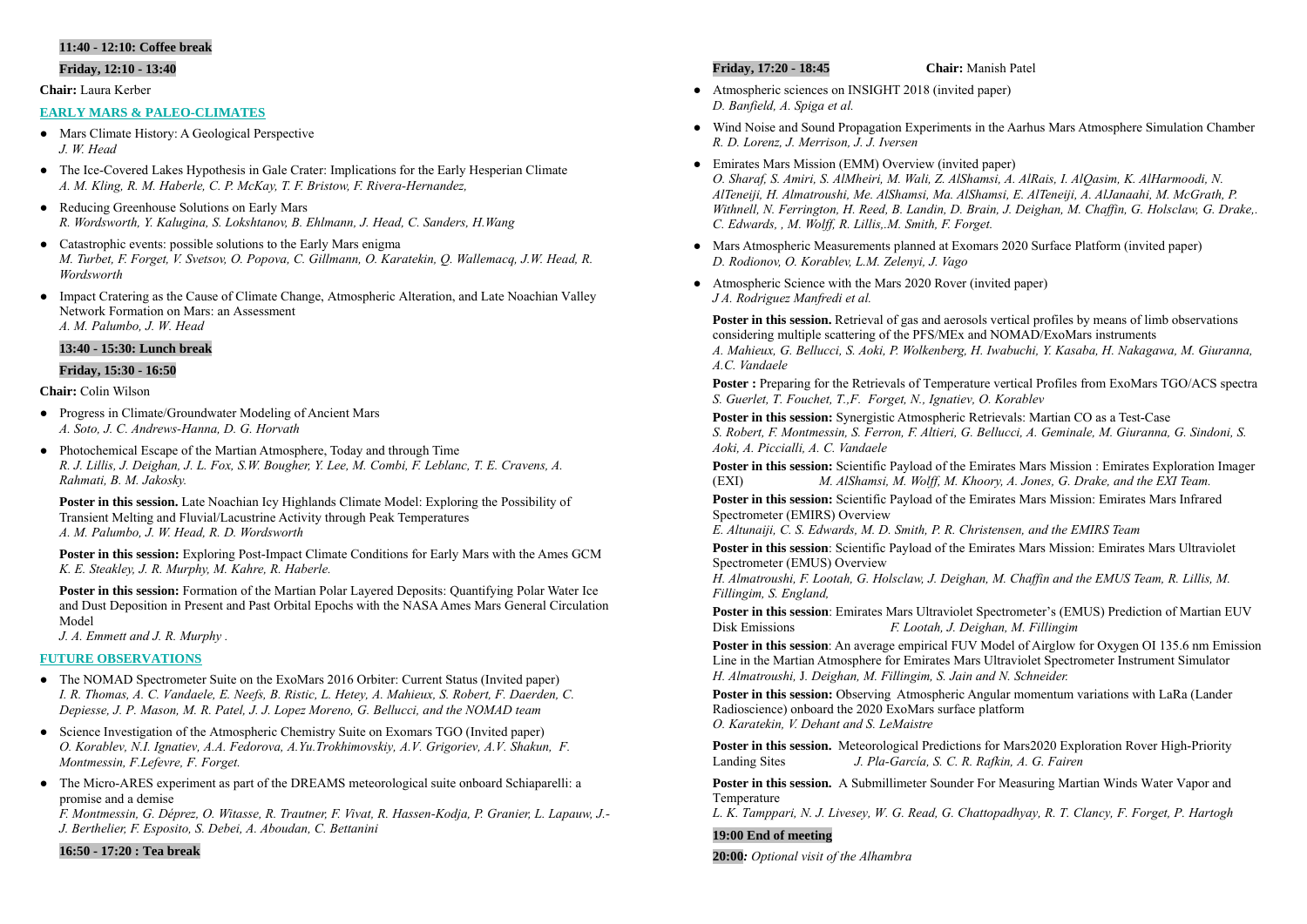**11:40 - 12:10: Coffee break**

**Friday, 12:10 - 13:40**

**Chair:** Laura Kerber

## EARLY MARS & PALEO-CLIMATES

- Mars Climate History: A Geological Perspective
  *J. W. Head*
- The Ice-Covered Lakes Hypothesis in Gale Crater: Implications for the Early Hesperian Climate
  *A. M. Kling, R. M. Haberle, C. P. McKay, T. F. Bristow, F. Rivera-Hernandez,*
- Reducing Greenhouse Solutions on Early Mars
  *R. Wordsworth, Y. Kalugina, S. Lokshtanov, B. Ehlmann, J. Head, C. Sanders, H.Wang*
- Catastrophic events: possible solutions to the Early Mars enigma
  *M. Turbet, F. Forget, V. Svetsov, O. Popova, C. Gillmann, O. Karatekin, Q. Wallemacq, J.W. Head, R. Wordsworth*
- Impact Cratering as the Cause of Climate Change, Atmospheric Alteration, and Late Noachian Valley Network Formation on Mars: an Assessment
  *A. M. Palumbo, J. W. Head*

**13:40 - 15:30: Lunch break**

**Friday, 15:30 - 16:50**

**Chair:** Colin Wilson

- Progress in Climate/Groundwater Modeling of Ancient Mars
  *A. Soto, J. C. Andrews-Hanna, D. G. Horvath*
- Photochemical Escape of the Martian Atmosphere, Today and through Time
  *R. J. Lillis, J. Deighan, J. L. Fox, S.W. Bougher, Y. Lee, M. Combi, F. Leblanc, T. E. Cravens, A. Rahmati, B. M. Jakosky.*

**Poster in this session.** Late Noachian Icy Highlands Climate Model: Exploring the Possibility of Transient Melting and Fluvial/Lacustrine Activity through Peak Temperatures
*A. M. Palumbo, J. W. Head, R. D. Wordsworth*

**Poster in this session:** Exploring Post-Impact Climate Conditions for Early Mars with the Ames GCM
*K. E. Steakley, J. R. Murphy, M. Kahre, R. Haberle.*

**Poster in this session:** Formation of the Martian Polar Layered Deposits: Quantifying Polar Water Ice and Dust Deposition in Present and Past Orbital Epochs with the NASA Ames Mars General Circulation Model
*J. A. Emmett and J. R. Murphy .*

## FUTURE OBSERVATIONS

- The NOMAD Spectrometer Suite on the ExoMars 2016 Orbiter: Current Status (Invited paper)
  *I. R. Thomas, A. C. Vandaele, E. Neefs, B. Ristic, L. Hetey, A. Mahieux, S. Robert, F. Daerden, C. Depiesse, J. P. Mason, M. R. Patel, J. J. Lopez Moreno, G. Bellucci, and the NOMAD team*
- Science Investigation of the Atmospheric Chemistry Suite on Exomars TGO (Invited paper)
  *O. Korablev, N.I. Ignatiev, A.A. Fedorova, A.Yu.Trokhimovskiy, A.V. Grigoriev, A.V. Shakun, F. Montmessin, F.Lefevre, F. Forget.*
- The Micro-ARES experiment as part of the DREAMS meteorological suite onboard Schiaparelli: a promise and a demise
  *F. Montmessin, G. Déprez, O. Witasse, R. Trautner, F. Vivat, R. Hassen-Kodja, P. Granier, L. Lapauw, J.-J. Berthelier, F. Esposito, S. Debei, A. Aboudan, C. Bettanini*

**16:50 - 17:20 : Tea break**

**Friday, 17:20 - 18:45** **Chair:** Manish Patel

- Atmospheric sciences on INSIGHT 2018 (invited paper)
  *D. Banfield, A. Spiga et al.*
- Wind Noise and Sound Propagation Experiments in the Aarhus Mars Atmosphere Simulation Chamber
  *R. D. Lorenz, J. Merrison, J. J. Iversen*
- Emirates Mars Mission (EMM) Overview (invited paper)
  *O. Sharaf, S. Amiri, S. AlMheiri, M. Wali, Z. AlShamsi, A. AlRais, I. AlQasim, K. AlHarmoodi, N. AlTeneiji, H. Almatroushi, Me. AlShamsi, Ma. AlShamsi, E. AlTeneiji, A. AlJanaahi, M. McGrath, P. Withnell, N. Ferrington, H. Reed, B. Landin, D. Brain, J. Deighan, M. Chaffin, G. Holsclaw, G. Drake,. C. Edwards, , M. Wolff, R. Lillis,.M. Smith, F. Forget.*
- Mars Atmospheric Measurements planned at Exomars 2020 Surface Platform (invited paper)
  *D. Rodionov, O. Korablev, L.M. Zelenyi, J. Vago*
- Atmospheric Science with the Mars 2020 Rover (invited paper)
  *J A. Rodriguez Manfredi et al.*

**Poster in this session.** Retrieval of gas and aerosols vertical profiles by means of limb observations considering multiple scattering of the PFS/MEx and NOMAD/ExoMars instruments
*A. Mahieux, G. Bellucci, S. Aoki, P. Wolkenberg, H. Iwabuchi, Y. Kasaba, H. Nakagawa, M. Giuranna, A.C. Vandaele*

**Poster :** Preparing for the Retrievals of Temperature vertical Profiles from ExoMars TGO/ACS spectra
*S. Guerlet, T. Fouchet, T.,F. Forget, N., Ignatiev, O. Korablev*

**Poster in this session:** Synergistic Atmospheric Retrievals: Martian CO as a Test-Case
*S. Robert, F. Montmessin, S. Ferron, F. Altieri, G. Bellucci, A. Geminale, M. Giuranna, G. Sindoni, S. Aoki, A. Piccialli, A. C. Vandaele*

**Poster in this session:** Scientific Payload of the Emirates Mars Mission : Emirates Exploration Imager (EXI) *M. AlShamsi, M. Wolff, M. Khoory, A. Jones, G. Drake, and the EXI Team.*

**Poster in this session:** Scientific Payload of the Emirates Mars Mission: Emirates Mars Infrared Spectrometer (EMIRS) Overview
*E. Altunaiji, C. S. Edwards, M. D. Smith, P. R. Christensen, and the EMIRS Team*

**Poster in this session**: Scientific Payload of the Emirates Mars Mission: Emirates Mars Ultraviolet Spectrometer (EMUS) Overview
*H. Almatroushi, F. Lootah, G. Holsclaw, J. Deighan, M. Chaffin and the EMUS Team, R. Lillis, M. Fillingim, S. England,*

**Poster in this session**: Emirates Mars Ultraviolet Spectrometer's (EMUS) Prediction of Martian EUV Disk Emissions *F. Lootah, J. Deighan, M. Fillingim*

**Poster in this session**: An average empirical FUV Model of Airglow for Oxygen OI 135.6 nm Emission Line in the Martian Atmosphere for Emirates Mars Ultraviolet Spectrometer Instrument Simulator
*H. Almatroushi, J. Deighan, M. Fillingim, S. Jain and N. Schneider.*

**Poster in this session:** Observing Atmospheric Angular momentum variations with LaRa (Lander Radioscience) onboard the 2020 ExoMars surface platform
*O. Karatekin, V. Dehant and S. LeMaistre*

**Poster in this session.** Meteorological Predictions for Mars2020 Exploration Rover High-Priority Landing Sites *J. Pla-García, S. C. R. Rafkin, A. G. Fairen*

**Poster in this session.** A Submillimeter Sounder For Measuring Martian Winds Water Vapor and Temperature
*L. K. Tamppari, N. J. Livesey, W. G. Read, G. Chattopadhyay, R. T. Clancy, F. Forget, P. Hartogh*

**19:00 End of meeting**

**20:00***: Optional visit of the Alhambra*